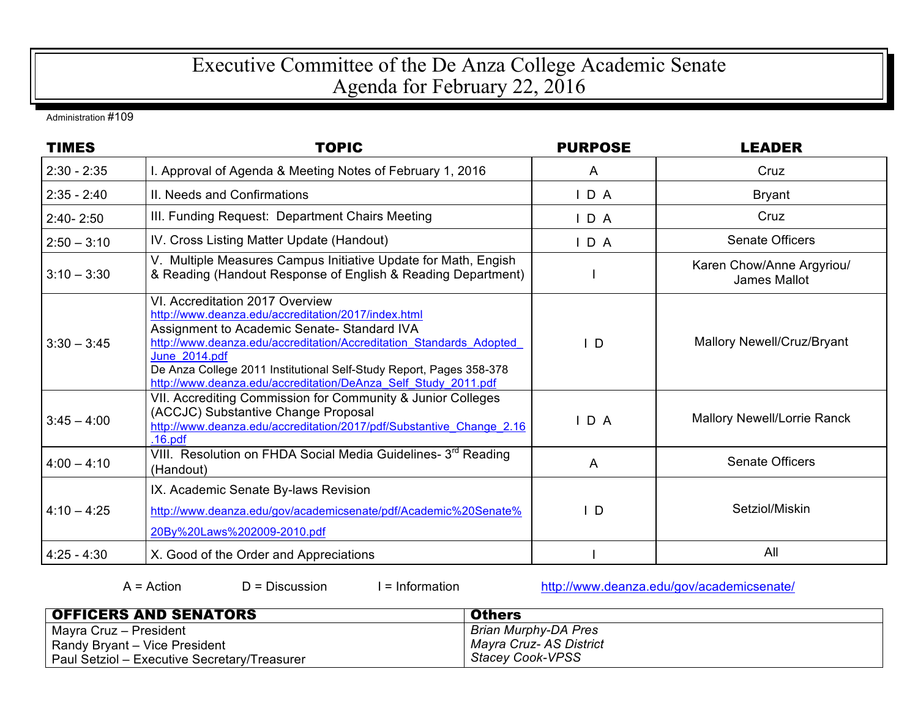# Executive Committee of the De Anza College Academic Senate
# Agenda for February 22, 2016

Administration #109

| TIMES | TOPIC | PURPOSE | LEADER |
|---|---|---|---|
| 2:30 - 2:35 | I. Approval of Agenda & Meeting Notes of February 1, 2016 | A | Cruz |
| 2:35 - 2:40 | II. Needs and Confirmations | I D A | Bryant |
| 2:40- 2:50 | III. Funding Request: Department Chairs Meeting | I D A | Cruz |
| 2:50 – 3:10 | IV. Cross Listing Matter Update (Handout) | I D A | Senate Officers |
| 3:10 – 3:30 | V. Multiple Measures Campus Initiative Update for Math, Engish & Reading (Handout Response of English & Reading Department) | I | Karen Chow/Anne Argyriou/ James Mallot |
| 3:30 – 3:45 | VI. Accreditation 2017 Overview http://www.deanza.edu/accreditation/2017/index.html Assignment to Academic Senate- Standard IVA http://www.deanza.edu/accreditation/Accreditation_Standards_Adopted_June_2014.pdf De Anza College 2011 Institutional Self-Study Report, Pages 358-378 http://www.deanza.edu/accreditation/DeAnza_Self_Study_2011.pdf | I D | Mallory Newell/Cruz/Bryant |
| 3:45 – 4:00 | VII. Accrediting Commission for Community & Junior Colleges (ACCJC) Substantive Change Proposal http://www.deanza.edu/accreditation/2017/pdf/Substantive_Change_2.16.16.pdf | I D A | Mallory Newell/Lorrie Ranck |
| 4:00 – 4:10 | VIII. Resolution on FHDA Social Media Guidelines- 3rd Reading (Handout) | A | Senate Officers |
| 4:10 – 4:25 | IX. Academic Senate By-laws Revision http://www.deanza.edu/gov/academicsenate/pdf/Academic%20Senate%20By%20Laws%202009-2010.pdf | I D | Setziol/Miskin |
| 4:25 - 4:30 | X. Good of the Order and Appreciations | I | All |

A = Action D = Discussion I = Information http://www.deanza.edu/gov/academicsenate/

| OFFICERS AND SENATORS | Others |
|---|---|
| Mayra Cruz – President | *Brian Murphy-DA Pres* |
| Randy Bryant – Vice President | *Mayra Cruz- AS District* |
| Paul Setziol – Executive Secretary/Treasurer | *Stacey Cook-VPSS* |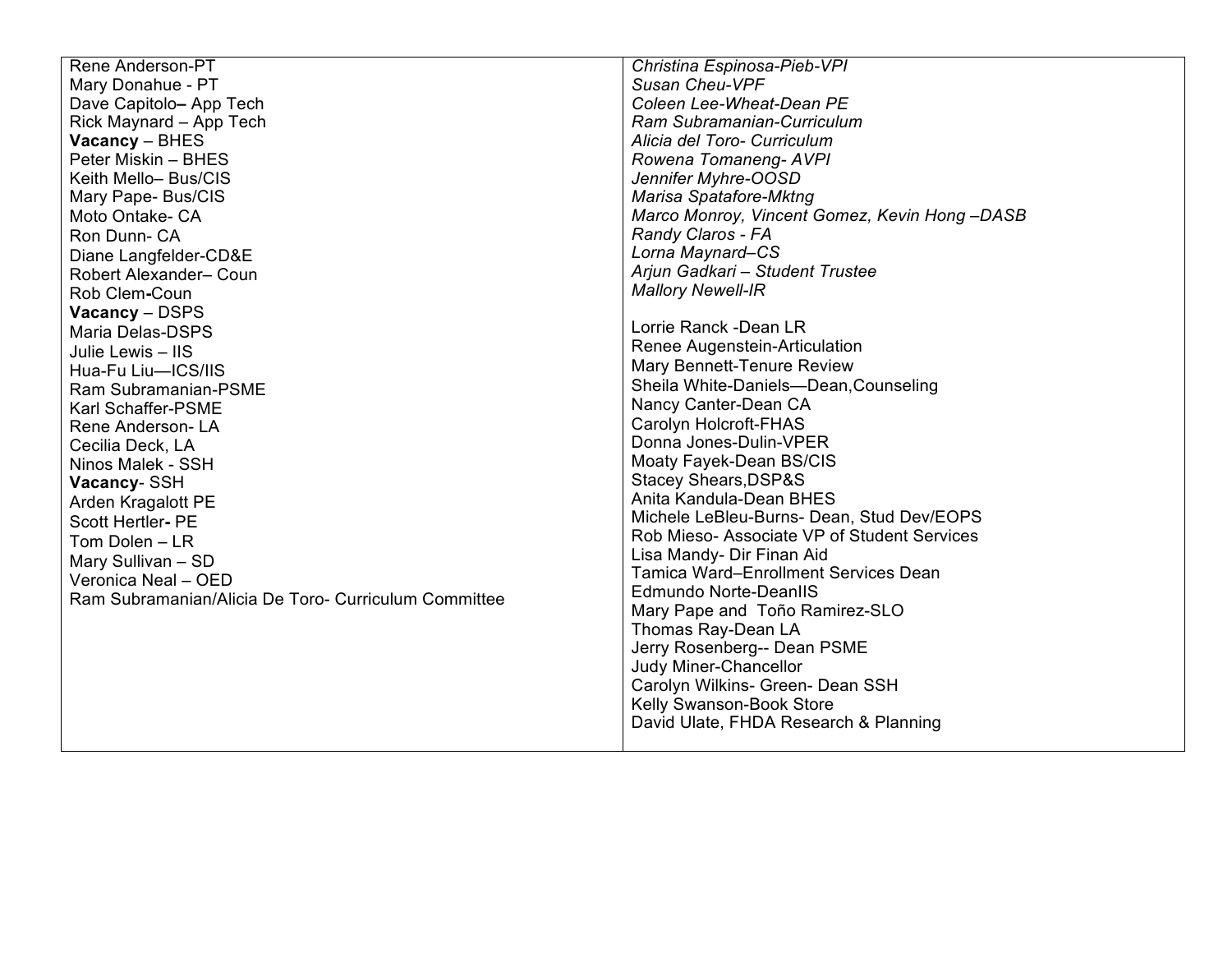| | |
|---|---|
| Rene Anderson-PT<br>Mary Donahue - PT<br>Dave Capitolo**–** App Tech<br>Rick Maynard – App Tech<br>**Vacancy** – BHES<br>Peter Miskin – BHES<br>Keith Mello– Bus/CIS<br>Mary Pape- Bus/CIS<br>Moto Ontake- CA<br>Ron Dunn- CA<br>Diane Langfelder-CD&E<br>Robert Alexander– Coun<br>Rob Clem**-**Coun<br>**Vacancy** – DSPS<br>Maria Delas-DSPS<br>Julie Lewis – IIS<br>Hua-Fu Liu—ICS/IIS<br>Ram Subramanian-PSME<br>Karl Schaffer-PSME<br>Rene Anderson- LA<br>Cecilia Deck, LA<br>Ninos Malek - SSH<br>**Vacancy**- SSH<br>Arden Kragalott PE<br>Scott Hertler**-** PE<br>Tom Dolen – LR<br>Mary Sullivan – SD<br>Veronica Neal – OED<br>Ram Subramanian/Alicia De Toro- Curriculum Committee | *Christina Espinosa-Pieb-VPI*<br>*Susan Cheu-VPF*<br>*Coleen Lee-Wheat-Dean PE*<br>*Ram Subramanian-Curriculum*<br>*Alicia del Toro- Curriculum*<br>*Rowena Tomaneng- AVPI*<br>*Jennifer Myhre-OOSD*<br>*Marisa Spatafore-Mktng*<br>*Marco Monroy, Vincent Gomez, Kevin Hong –DASB*<br>*Randy Claros - FA*<br>*Lorna Maynard–CS*<br>*Arjun Gadkari – Student Trustee*<br>*Mallory Newell-IR*<br><br>Lorrie Ranck -Dean LR<br>Renee Augenstein-Articulation<br>Mary Bennett-Tenure Review<br>Sheila White-Daniels—Dean,Counseling<br>Nancy Canter-Dean CA<br>Carolyn Holcroft-FHAS<br>Donna Jones-Dulin-VPER<br>Moaty Fayek-Dean BS/CIS<br>Stacey Shears,DSP&S<br>Anita Kandula-Dean BHES<br>Michele LeBleu-Burns- Dean, Stud Dev/EOPS<br>Rob Mieso- Associate VP of Student Services<br>Lisa Mandy- Dir Finan Aid<br>Tamica Ward–Enrollment Services Dean<br>Edmundo Norte-DeanIIS<br>Mary Pape and Toño Ramirez-SLO<br>Thomas Ray-Dean LA<br>Jerry Rosenberg-- Dean PSME<br>Judy Miner-Chancellor<br>Carolyn Wilkins- Green- Dean SSH<br>Kelly Swanson-Book Store<br>David Ulate, FHDA Research & Planning |